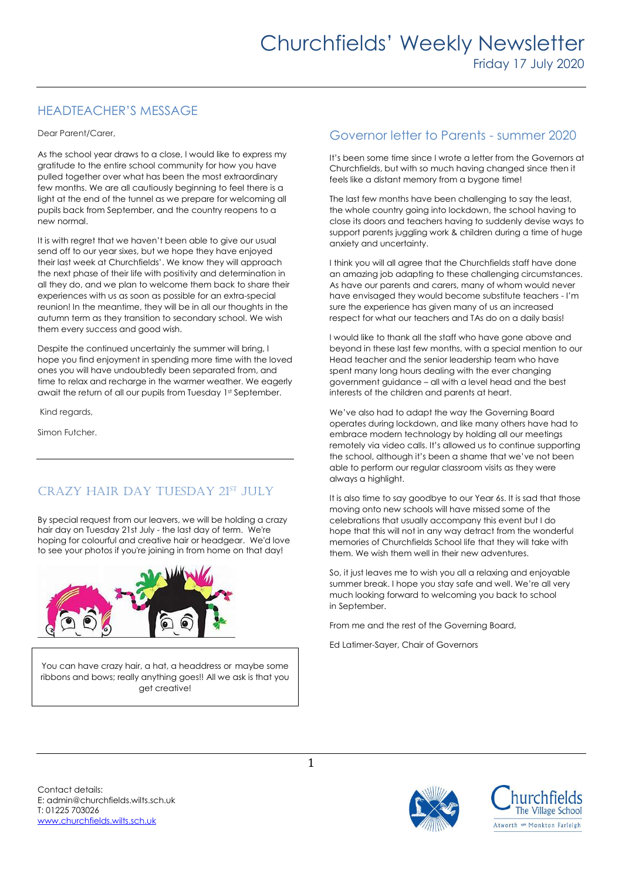# Churchfields' Weekly Newsletter

Friday 17 July 2020

## HEADTEACHER'S MESSAGE

Dear Parent/Carer,

As the school year draws to a close, I would like to express my gratitude to the entire school community for how you have pulled together over what has been the most extraordinary few months. We are all cautiously beginning to feel there is a light at the end of the tunnel as we prepare for welcoming all pupils back from September, and the country reopens to a new normal.

It is with regret that we haven't been able to give our usual send off to our year sixes, but we hope they have enjoyed their last week at Churchfields'. We know they will approach the next phase of their life with positivity and determination in all they do, and we plan to welcome them back to share their experiences with us as soon as possible for an extra-special reunion! In the meantime, they will be in all our thoughts in the autumn term as they transition to secondary school. We wish them every success and good wish.

Despite the continued uncertainly the summer will bring, I hope you find enjoyment in spending more time with the loved ones you will have undoubtedly been separated from, and time to relax and recharge in the warmer weather. We eagerly await the return of all our pupils from Tuesday 1st September.

Kind regards,

Simon Futcher.

## CRAZY HAIR DAY TUESDAY 21ST JULY

By special request from our leavers, we will be holding a crazy hair day on Tuesday 21st July - the last day of term. We're hoping for colourful and creative hair or headgear. We'd love to see your photos if you're joining in from home on that day!

You can have crazy hair, a hat, a headdress or maybe some ribbons and bows; really anything goes!! All we ask is that you get creative!

## Governor letter to Parents - summer 2020

It's been some time since I wrote a letter from the Governors at Churchfields, but with so much having changed since then it feels like a distant memory from a bygone time!

The last few months have been challenging to say the least, the whole country going into lockdown, the school having to close its doors and teachers having to suddenly devise ways to support parents juggling work & children during a time of huge anxiety and uncertainty.

I think you will all agree that the Churchfields staff have done an amazing job adapting to these challenging circumstances. As have our parents and carers, many of whom would never have envisaged they would become substitute teachers - I'm sure the experience has given many of us an increased respect for what our teachers and TAs do on a daily basis!

I would like to thank all the staff who have gone above and beyond in these last few months, with a special mention to our Head teacher and the senior leadership team who have spent many long hours dealing with the ever changing government guidance – all with a level head and the best interests of the children and parents at heart.

We've also had to adapt the way the Governing Board operates during lockdown, and like many others have had to embrace modern technology by holding all our meetings remotely via video calls. It's allowed us to continue supporting the school, although it's been a shame that we've not been able to perform our regular classroom visits as they were always a highlight.

It is also time to say goodbye to our Year 6s. It is sad that those moving onto new schools will have missed some of the celebrations that usually accompany this event but I do hope that this will not in any way detract from the wonderful memories of Churchfields School life that they will take with them. We wish them well in their new adventures.

So, it just leaves me to wish you all a relaxing and enjoyable summer break. I hope you stay safe and well. We're all very much looking forward to welcoming you back to school in September.

From me and the rest of the Governing Board,

Ed Latimer-Sayer, Chair of Governors

Contact details:
E: admin@churchfields.wilts.sch.uk
T: 01225 703026
www.churchfields.wilts.sch.uk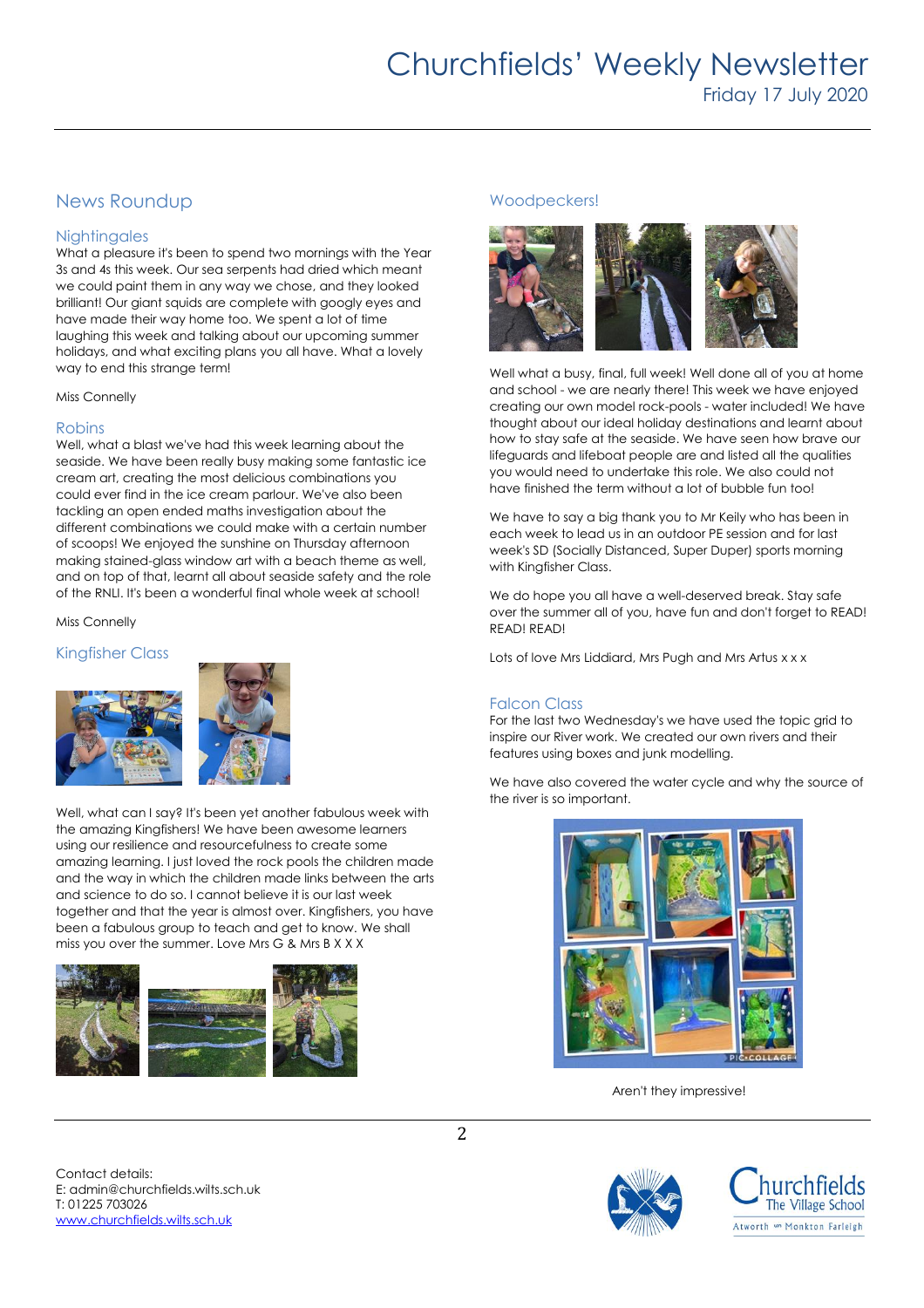## News Roundup

### Nightingales

What a pleasure it's been to spend two mornings with the Year 3s and 4s this week. Our sea serpents had dried which meant we could paint them in any way we chose, and they looked brilliant! Our giant squids are complete with googly eyes and have made their way home too. We spent a lot of time laughing this week and talking about our upcoming summer holidays, and what exciting plans you all have. What a lovely way to end this strange term!

Miss Connelly

### Robins

Well, what a blast we've had this week learning about the seaside. We have been really busy making some fantastic ice cream art, creating the most delicious combinations you could ever find in the ice cream parlour. We've also been tackling an open ended maths investigation about the different combinations we could make with a certain number of scoops! We enjoyed the sunshine on Thursday afternoon making stained-glass window art with a beach theme as well, and on top of that, learnt all about seaside safety and the role of the RNLI. It's been a wonderful final whole week at school!

Miss Connelly

### Kingfisher Class

Well, what can I say? It's been yet another fabulous week with the amazing Kingfishers! We have been awesome learners using our resilience and resourcefulness to create some amazing learning. I just loved the rock pools the children made and the way in which the children made links between the arts and science to do so. I cannot believe it is our last week together and that the year is almost over. Kingfishers, you have been a fabulous group to teach and get to know. We shall miss you over the summer. Love Mrs G & Mrs B X X X

### Woodpeckers!

Well what a busy, final, full week! Well done all of you at home and school - we are nearly there! This week we have enjoyed creating our own model rock-pools - water included! We have thought about our ideal holiday destinations and learnt about how to stay safe at the seaside. We have seen how brave our lifeguards and lifeboat people are and listed all the qualities you would need to undertake this role. We also could not have finished the term without a lot of bubble fun too!

We have to say a big thank you to Mr Keily who has been in each week to lead us in an outdoor PE session and for last week's SD (Socially Distanced, Super Duper) sports morning with Kingfisher Class.

We do hope you all have a well-deserved break. Stay safe over the summer all of you, have fun and don't forget to READ! READ! READ!

Lots of love Mrs Liddiard, Mrs Pugh and Mrs Artus x x x

### Falcon Class

For the last two Wednesday's we have used the topic grid to inspire our River work. We created our own rivers and their features using boxes and junk modelling.

We have also covered the water cycle and why the source of the river is so important.

Aren't they impressive!

Contact details:
E: admin@churchfields.wilts.sch.uk
T: 01225 703026
www.churchfields.wilts.sch.uk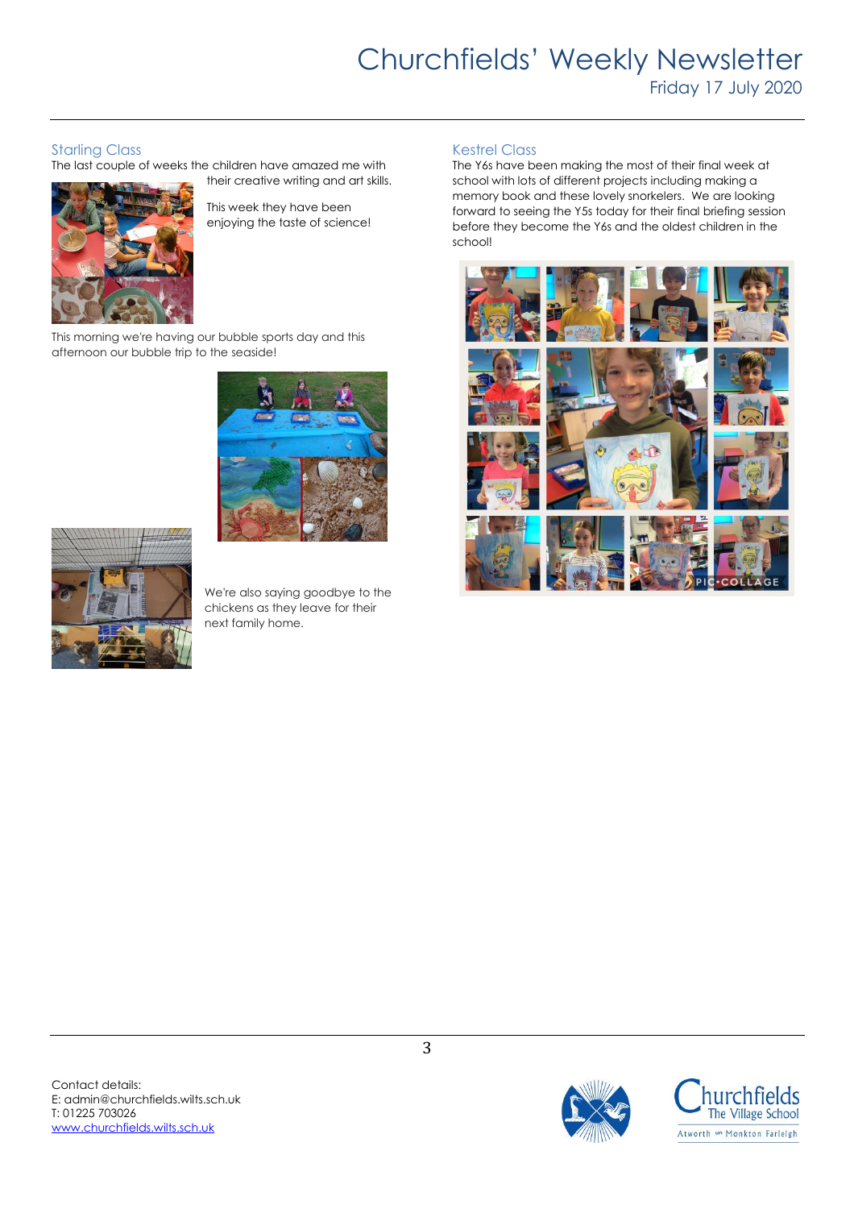## Starling Class

The last couple of weeks the children have amazed me with their creative writing and art skills.

This week they have been enjoying the taste of science!

This morning we're having our bubble sports day and this afternoon our bubble trip to the seaside!

We're also saying goodbye to the chickens as they leave for their next family home.

## Kestrel Class

The Y6s have been making the most of their final week at school with lots of different projects including making a memory book and these lovely snorkelers. We are looking forward to seeing the Y5s today for their final briefing session before they become the Y6s and the oldest children in the school!

Contact details:
E: admin@churchfields.wilts.sch.uk
T: 01225 703026
www.churchfields.wilts.sch.uk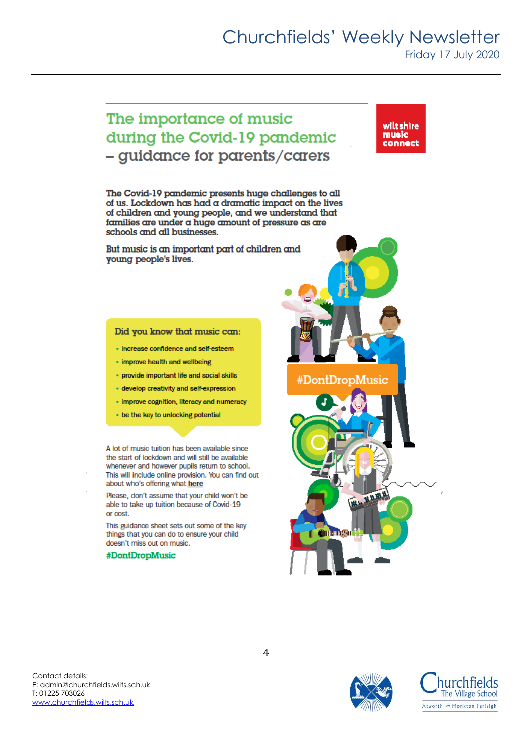## The importance of music during the Covid-19 pandemic – guidance for parents/carers

wiltshire music connect

The Covid-19 pandemic presents huge challenges to all of us. Lockdown has had a dramatic impact on the lives of children and young people, and we understand that families are under a huge amount of pressure as are schools and all businesses.

But music is an important part of children and young people's lives.

**Did you know that music can:**

- increase confidence and self-esteem
- improve health and wellbeing
- provide important life and social skills
- develop creativity and self-expression
- improve cognition, literacy and numeracy
- be the key to unlocking potential

#DontDropMusic

A lot of music tuition has been available since the start of lockdown and will still be available whenever and however pupils return to school. This will include online provision. You can find out about who's offering what here

Please, don't assume that your child won't be able to take up tuition because of Covid-19 or cost.

This guidance sheet sets out some of the key things that you can do to ensure your child doesn't miss out on music.

#DontDropMusic